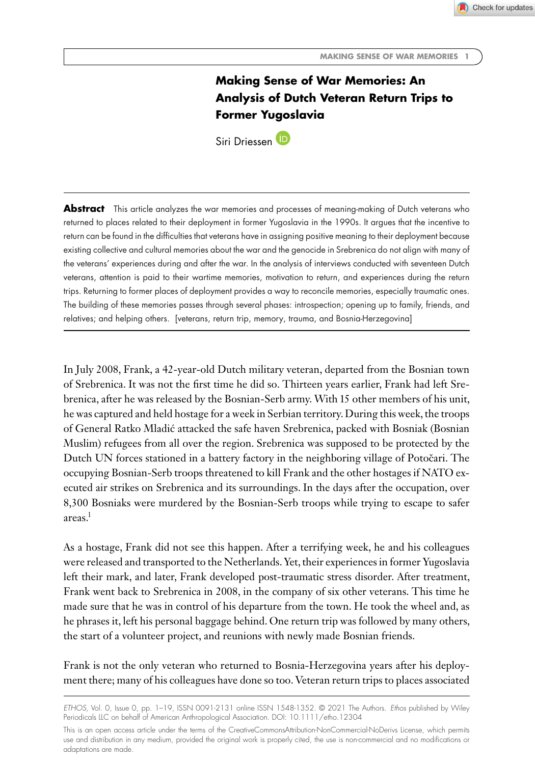# Making Sense of War Memories: An Analysis of Dutch Veteran Return Trips to Former Yugoslavia

Siri Driessen

**Abstract** This article analyzes the war memories and processes of meaning-making of Dutch veterans who returned to places related to their deployment in former Yugoslavia in the 1990s. It argues that the incentive to return can be found in the difficulties that veterans have in assigning positive meaning to their deployment because existing collective and cultural memories about the war and the genocide in Srebrenica do not align with many of the veterans' experiences during and after the war. In the analysis of interviews conducted with seventeen Dutch veterans, attention is paid to their wartime memories, motivation to return, and experiences during the return trips. Returning to former places of deployment provides a way to reconcile memories, especially traumatic ones. The building of these memories passes through several phases: introspection; opening up to family, friends, and relatives; and helping others. [veterans, return trip, memory, trauma, and Bosnia-Herzegovina]

In July 2008, Frank, a 42-year-old Dutch military veteran, departed from the Bosnian town of Srebrenica. It was not the first time he did so. Thirteen years earlier, Frank had left Srebrenica, after he was released by the Bosnian-Serb army. With 15 other members of his unit, he was captured and held hostage for a week in Serbian territory. During this week, the troops of General Ratko Mladić attacked the safe haven Srebrenica, packed with Bosniak (Bosnian Muslim) refugees from all over the region. Srebrenica was supposed to be protected by the Dutch UN forces stationed in a battery factory in the neighboring village of Potočari. The occupying Bosnian-Serb troops threatened to kill Frank and the other hostages if NATO executed air strikes on Srebrenica and its surroundings. In the days after the occupation, over 8,300 Bosniaks were murdered by the Bosnian-Serb troops while trying to escape to safer areas.[1]

As a hostage, Frank did not see this happen. After a terrifying week, he and his colleagues were released and transported to the Netherlands. Yet, their experiences in former Yugoslavia left their mark, and later, Frank developed post-traumatic stress disorder. After treatment, Frank went back to Srebrenica in 2008, in the company of six other veterans. This time he made sure that he was in control of his departure from the town. He took the wheel and, as he phrases it, left his personal baggage behind. One return trip was followed by many others, the start of a volunteer project, and reunions with newly made Bosnian friends.

Frank is not the only veteran who returned to Bosnia-Herzegovina years after his deployment there; many of his colleagues have done so too. Veteran return trips to places associated

ETHOS, Vol. 0, Issue 0, pp. 1–19, ISSN 0091-2131 online ISSN 1548-1352. © 2021 The Authors. *Ethos* published by Wiley Periodicals LLC on behalf of American Anthropological Association. DOI: 10.1111/etho.12304

This is an open access article under the terms of the CreativeCommonsAttribution-NonCommercial-NoDerivs License, which permits use and distribution in any medium, provided the original work is properly cited, the use is non-commercial and no modifications or adaptations are made.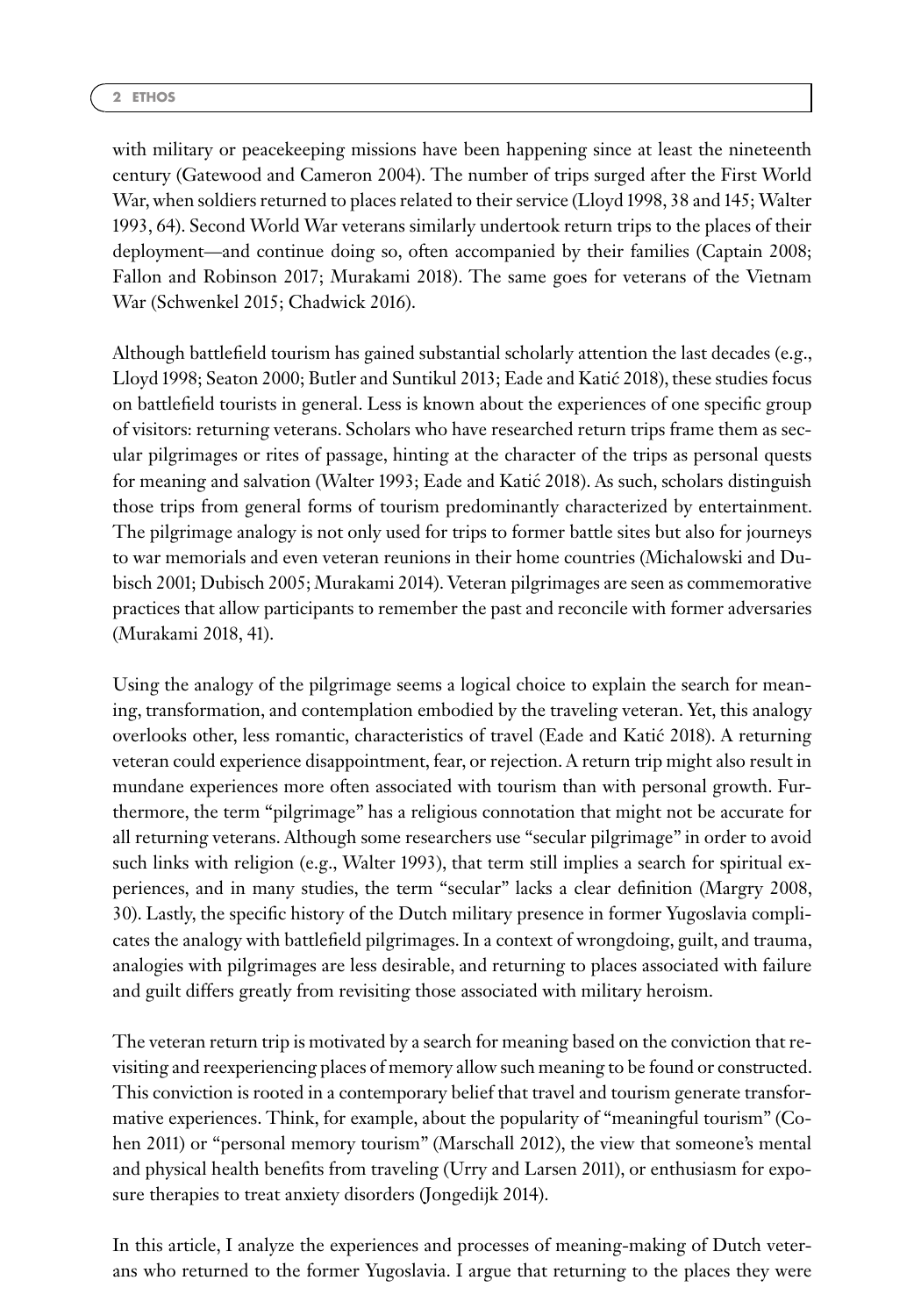with military or peacekeeping missions have been happening since at least the nineteenth century (Gatewood and Cameron 2004). The number of trips surged after the First World War, when soldiers returned to places related to their service (Lloyd 1998, 38 and 145; Walter 1993, 64). Second World War veterans similarly undertook return trips to the places of their deployment—and continue doing so, often accompanied by their families (Captain 2008; Fallon and Robinson 2017; Murakami 2018). The same goes for veterans of the Vietnam War (Schwenkel 2015; Chadwick 2016).

Although battlefield tourism has gained substantial scholarly attention the last decades (e.g., Lloyd 1998; Seaton 2000; Butler and Suntikul 2013; Eade and Katić 2018), these studies focus on battlefield tourists in general. Less is known about the experiences of one specific group of visitors: returning veterans. Scholars who have researched return trips frame them as secular pilgrimages or rites of passage, hinting at the character of the trips as personal quests for meaning and salvation (Walter 1993; Eade and Katić 2018). As such, scholars distinguish those trips from general forms of tourism predominantly characterized by entertainment. The pilgrimage analogy is not only used for trips to former battle sites but also for journeys to war memorials and even veteran reunions in their home countries (Michalowski and Dubisch 2001; Dubisch 2005; Murakami 2014). Veteran pilgrimages are seen as commemorative practices that allow participants to remember the past and reconcile with former adversaries (Murakami 2018, 41).

Using the analogy of the pilgrimage seems a logical choice to explain the search for meaning, transformation, and contemplation embodied by the traveling veteran. Yet, this analogy overlooks other, less romantic, characteristics of travel (Eade and Katić 2018). A returning veteran could experience disappointment, fear, or rejection. A return trip might also result in mundane experiences more often associated with tourism than with personal growth. Furthermore, the term "pilgrimage" has a religious connotation that might not be accurate for all returning veterans. Although some researchers use "secular pilgrimage" in order to avoid such links with religion (e.g., Walter 1993), that term still implies a search for spiritual experiences, and in many studies, the term "secular" lacks a clear definition (Margry 2008, 30). Lastly, the specific history of the Dutch military presence in former Yugoslavia complicates the analogy with battlefield pilgrimages. In a context of wrongdoing, guilt, and trauma, analogies with pilgrimages are less desirable, and returning to places associated with failure and guilt differs greatly from revisiting those associated with military heroism.

The veteran return trip is motivated by a search for meaning based on the conviction that revisiting and reexperiencing places of memory allow such meaning to be found or constructed. This conviction is rooted in a contemporary belief that travel and tourism generate transformative experiences. Think, for example, about the popularity of "meaningful tourism" (Cohen 2011) or "personal memory tourism" (Marschall 2012), the view that someone's mental and physical health benefits from traveling (Urry and Larsen 2011), or enthusiasm for exposure therapies to treat anxiety disorders (Jongedijk 2014).

In this article, I analyze the experiences and processes of meaning-making of Dutch veterans who returned to the former Yugoslavia. I argue that returning to the places they were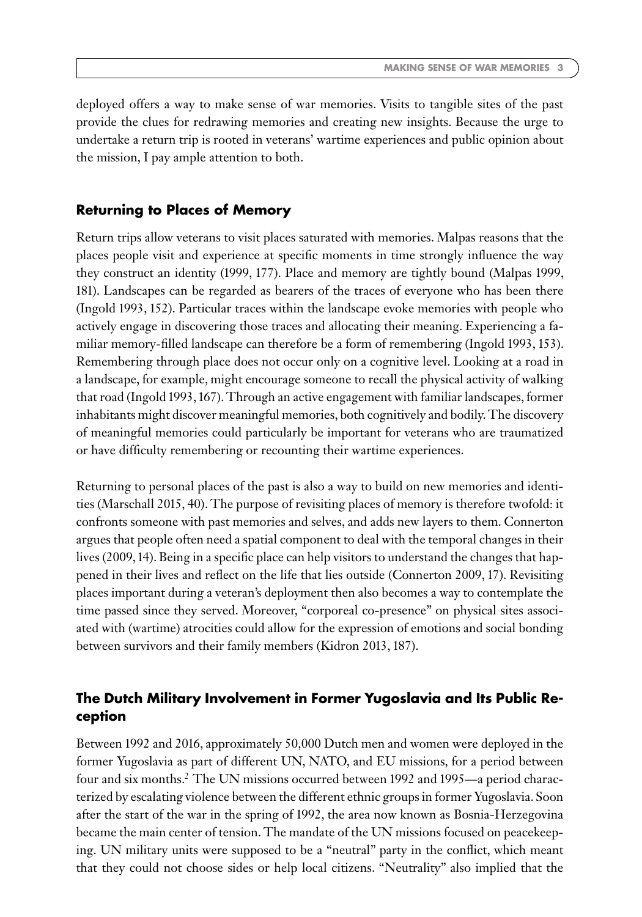deployed offers a way to make sense of war memories. Visits to tangible sites of the past provide the clues for redrawing memories and creating new insights. Because the urge to undertake a return trip is rooted in veterans' wartime experiences and public opinion about the mission, I pay ample attention to both.

## Returning to Places of Memory

Return trips allow veterans to visit places saturated with memories. Malpas reasons that the places people visit and experience at specific moments in time strongly influence the way they construct an identity (1999, 177). Place and memory are tightly bound (Malpas 1999, 181). Landscapes can be regarded as bearers of the traces of everyone who has been there (Ingold 1993, 152). Particular traces within the landscape evoke memories with people who actively engage in discovering those traces and allocating their meaning. Experiencing a familiar memory-filled landscape can therefore be a form of remembering (Ingold 1993, 153). Remembering through place does not occur only on a cognitive level. Looking at a road in a landscape, for example, might encourage someone to recall the physical activity of walking that road (Ingold 1993, 167). Through an active engagement with familiar landscapes, former inhabitants might discover meaningful memories, both cognitively and bodily. The discovery of meaningful memories could particularly be important for veterans who are traumatized or have difficulty remembering or recounting their wartime experiences.

Returning to personal places of the past is also a way to build on new memories and identities (Marschall 2015, 40). The purpose of revisiting places of memory is therefore twofold: it confronts someone with past memories and selves, and adds new layers to them. Connerton argues that people often need a spatial component to deal with the temporal changes in their lives (2009, 14). Being in a specific place can help visitors to understand the changes that happened in their lives and reflect on the life that lies outside (Connerton 2009, 17). Revisiting places important during a veteran's deployment then also becomes a way to contemplate the time passed since they served. Moreover, "corporeal co-presence" on physical sites associated with (wartime) atrocities could allow for the expression of emotions and social bonding between survivors and their family members (Kidron 2013, 187).

## The Dutch Military Involvement in Former Yugoslavia and Its Public Reception

Between 1992 and 2016, approximately 50,000 Dutch men and women were deployed in the former Yugoslavia as part of different UN, NATO, and EU missions, for a period between four and six months.[2] The UN missions occurred between 1992 and 1995—a period characterized by escalating violence between the different ethnic groups in former Yugoslavia. Soon after the start of the war in the spring of 1992, the area now known as Bosnia-Herzegovina became the main center of tension. The mandate of the UN missions focused on peacekeeping. UN military units were supposed to be a "neutral" party in the conflict, which meant that they could not choose sides or help local citizens. "Neutrality" also implied that the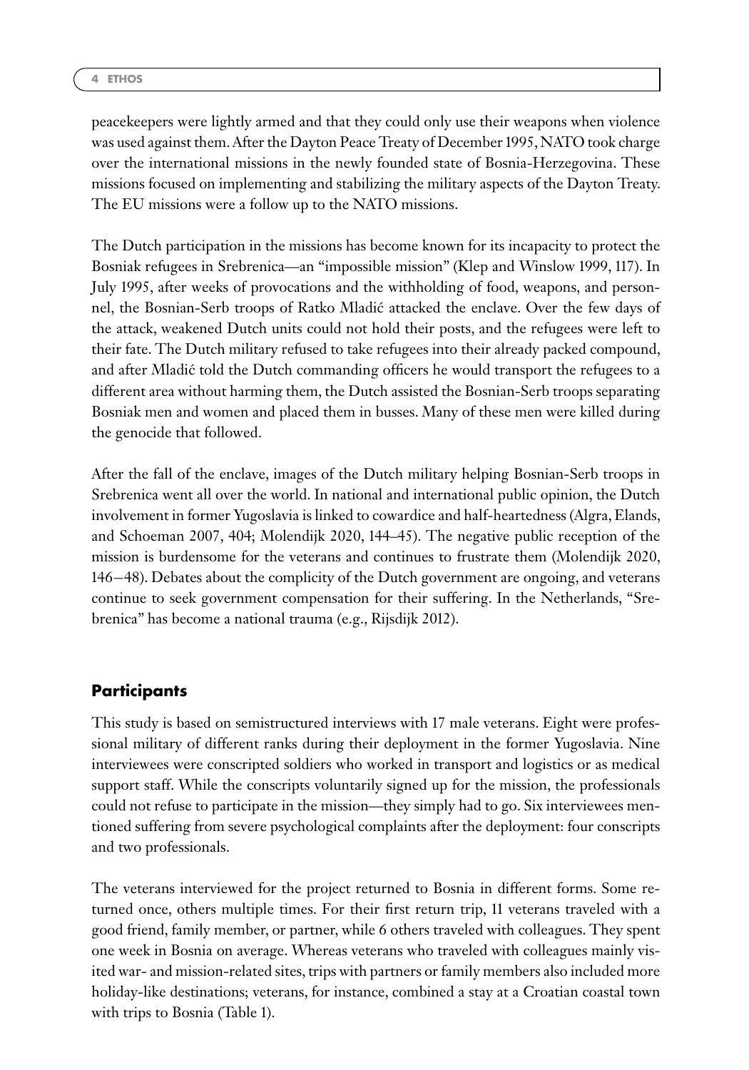peacekeepers were lightly armed and that they could only use their weapons when violence was used against them. After the Dayton Peace Treaty of December 1995, NATO took charge over the international missions in the newly founded state of Bosnia-Herzegovina. These missions focused on implementing and stabilizing the military aspects of the Dayton Treaty. The EU missions were a follow up to the NATO missions.

The Dutch participation in the missions has become known for its incapacity to protect the Bosniak refugees in Srebrenica—an "impossible mission" (Klep and Winslow 1999, 117). In July 1995, after weeks of provocations and the withholding of food, weapons, and personnel, the Bosnian-Serb troops of Ratko Mladić attacked the enclave. Over the few days of the attack, weakened Dutch units could not hold their posts, and the refugees were left to their fate. The Dutch military refused to take refugees into their already packed compound, and after Mladić told the Dutch commanding officers he would transport the refugees to a different area without harming them, the Dutch assisted the Bosnian-Serb troops separating Bosniak men and women and placed them in busses. Many of these men were killed during the genocide that followed.

After the fall of the enclave, images of the Dutch military helping Bosnian-Serb troops in Srebrenica went all over the world. In national and international public opinion, the Dutch involvement in former Yugoslavia is linked to cowardice and half-heartedness (Algra, Elands, and Schoeman 2007, 404; Molendijk 2020, 144–45). The negative public reception of the mission is burdensome for the veterans and continues to frustrate them (Molendijk 2020, 146−48). Debates about the complicity of the Dutch government are ongoing, and veterans continue to seek government compensation for their suffering. In the Netherlands, "Srebrenica" has become a national trauma (e.g., Rijsdijk 2012).

## Participants

This study is based on semistructured interviews with 17 male veterans. Eight were professional military of different ranks during their deployment in the former Yugoslavia. Nine interviewees were conscripted soldiers who worked in transport and logistics or as medical support staff. While the conscripts voluntarily signed up for the mission, the professionals could not refuse to participate in the mission—they simply had to go. Six interviewees mentioned suffering from severe psychological complaints after the deployment: four conscripts and two professionals.

The veterans interviewed for the project returned to Bosnia in different forms. Some returned once, others multiple times. For their first return trip, 11 veterans traveled with a good friend, family member, or partner, while 6 others traveled with colleagues. They spent one week in Bosnia on average. Whereas veterans who traveled with colleagues mainly visited war- and mission-related sites, trips with partners or family members also included more holiday-like destinations; veterans, for instance, combined a stay at a Croatian coastal town with trips to Bosnia (Table 1).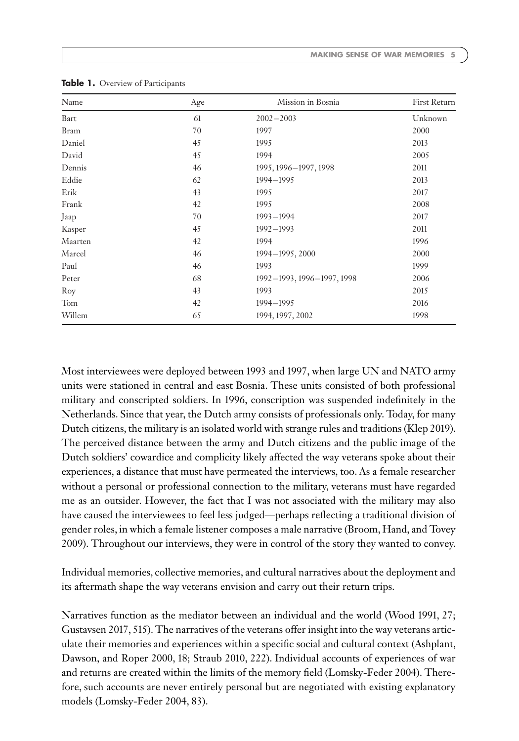**Table 1.** Overview of Participants

| Name | Age | Mission in Bosnia | First Return |
|---|---|---|---|
| Bart | 61 | 2002–2003 | Unknown |
| Bram | 70 | 1997 | 2000 |
| Daniel | 45 | 1995 | 2013 |
| David | 45 | 1994 | 2005 |
| Dennis | 46 | 1995, 1996–1997, 1998 | 2011 |
| Eddie | 62 | 1994–1995 | 2013 |
| Erik | 43 | 1995 | 2017 |
| Frank | 42 | 1995 | 2008 |
| Jaap | 70 | 1993–1994 | 2017 |
| Kasper | 45 | 1992–1993 | 2011 |
| Maarten | 42 | 1994 | 1996 |
| Marcel | 46 | 1994–1995, 2000 | 2000 |
| Paul | 46 | 1993 | 1999 |
| Peter | 68 | 1992–1993, 1996–1997, 1998 | 2006 |
| Roy | 43 | 1993 | 2015 |
| Tom | 42 | 1994–1995 | 2016 |
| Willem | 65 | 1994, 1997, 2002 | 1998 |

Most interviewees were deployed between 1993 and 1997, when large UN and NATO army units were stationed in central and east Bosnia. These units consisted of both professional military and conscripted soldiers. In 1996, conscription was suspended indefinitely in the Netherlands. Since that year, the Dutch army consists of professionals only. Today, for many Dutch citizens, the military is an isolated world with strange rules and traditions (Klep 2019). The perceived distance between the army and Dutch citizens and the public image of the Dutch soldiers' cowardice and complicity likely affected the way veterans spoke about their experiences, a distance that must have permeated the interviews, too. As a female researcher without a personal or professional connection to the military, veterans must have regarded me as an outsider. However, the fact that I was not associated with the military may also have caused the interviewees to feel less judged—perhaps reflecting a traditional division of gender roles, in which a female listener composes a male narrative (Broom, Hand, and Tovey 2009). Throughout our interviews, they were in control of the story they wanted to convey.

Individual memories, collective memories, and cultural narratives about the deployment and its aftermath shape the way veterans envision and carry out their return trips.

Narratives function as the mediator between an individual and the world (Wood 1991, 27; Gustavsen 2017, 515). The narratives of the veterans offer insight into the way veterans articulate their memories and experiences within a specific social and cultural context (Ashplant, Dawson, and Roper 2000, 18; Straub 2010, 222). Individual accounts of experiences of war and returns are created within the limits of the memory field (Lomsky-Feder 2004). Therefore, such accounts are never entirely personal but are negotiated with existing explanatory models (Lomsky-Feder 2004, 83).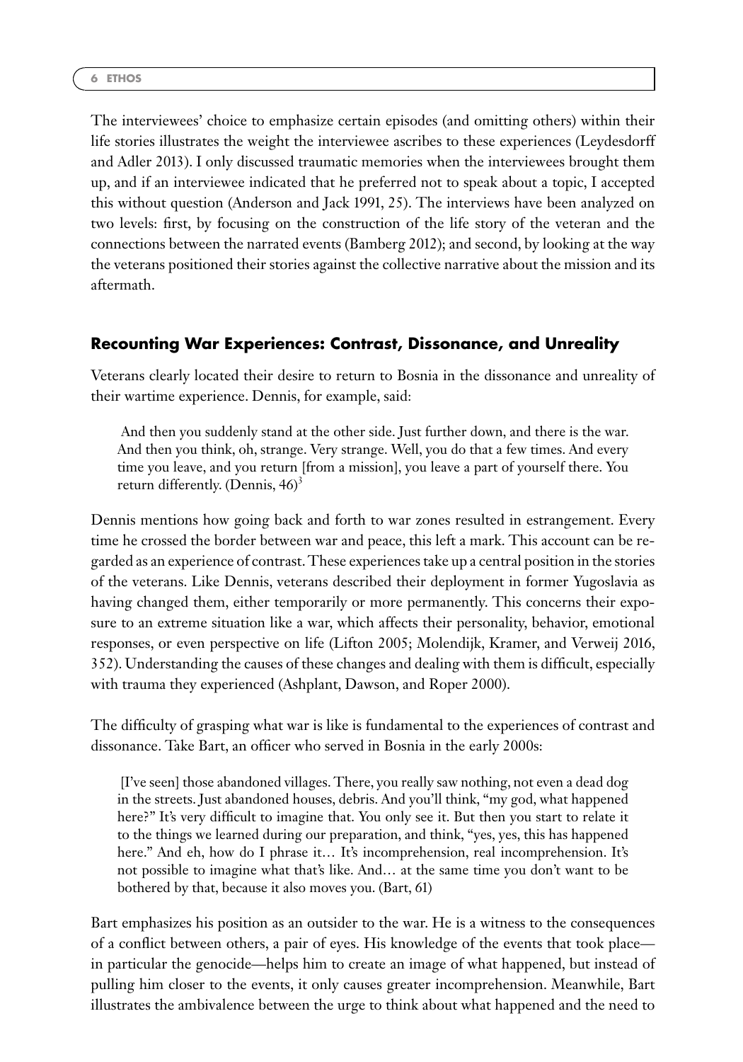The interviewees' choice to emphasize certain episodes (and omitting others) within their life stories illustrates the weight the interviewee ascribes to these experiences (Leydesdorff and Adler 2013). I only discussed traumatic memories when the interviewees brought them up, and if an interviewee indicated that he preferred not to speak about a topic, I accepted this without question (Anderson and Jack 1991, 25). The interviews have been analyzed on two levels: first, by focusing on the construction of the life story of the veteran and the connections between the narrated events (Bamberg 2012); and second, by looking at the way the veterans positioned their stories against the collective narrative about the mission and its aftermath.

## Recounting War Experiences: Contrast, Dissonance, and Unreality

Veterans clearly located their desire to return to Bosnia in the dissonance and unreality of their wartime experience. Dennis, for example, said:

> And then you suddenly stand at the other side. Just further down, and there is the war. And then you think, oh, strange. Very strange. Well, you do that a few times. And every time you leave, and you return [from a mission], you leave a part of yourself there. You return differently. (Dennis, 46)[3]

Dennis mentions how going back and forth to war zones resulted in estrangement. Every time he crossed the border between war and peace, this left a mark. This account can be regarded as an experience of contrast. These experiences take up a central position in the stories of the veterans. Like Dennis, veterans described their deployment in former Yugoslavia as having changed them, either temporarily or more permanently. This concerns their exposure to an extreme situation like a war, which affects their personality, behavior, emotional responses, or even perspective on life (Lifton 2005; Molendijk, Kramer, and Verweij 2016, 352). Understanding the causes of these changes and dealing with them is difficult, especially with trauma they experienced (Ashplant, Dawson, and Roper 2000).

The difficulty of grasping what war is like is fundamental to the experiences of contrast and dissonance. Take Bart, an officer who served in Bosnia in the early 2000s:

> [I've seen] those abandoned villages. There, you really saw nothing, not even a dead dog in the streets. Just abandoned houses, debris. And you'll think, "my god, what happened here?" It's very difficult to imagine that. You only see it. But then you start to relate it to the things we learned during our preparation, and think, "yes, yes, this has happened here." And eh, how do I phrase it… It's incomprehension, real incomprehension. It's not possible to imagine what that's like. And… at the same time you don't want to be bothered by that, because it also moves you. (Bart, 61)

Bart emphasizes his position as an outsider to the war. He is a witness to the consequences of a conflict between others, a pair of eyes. His knowledge of the events that took place—in particular the genocide—helps him to create an image of what happened, but instead of pulling him closer to the events, it only causes greater incomprehension. Meanwhile, Bart illustrates the ambivalence between the urge to think about what happened and the need to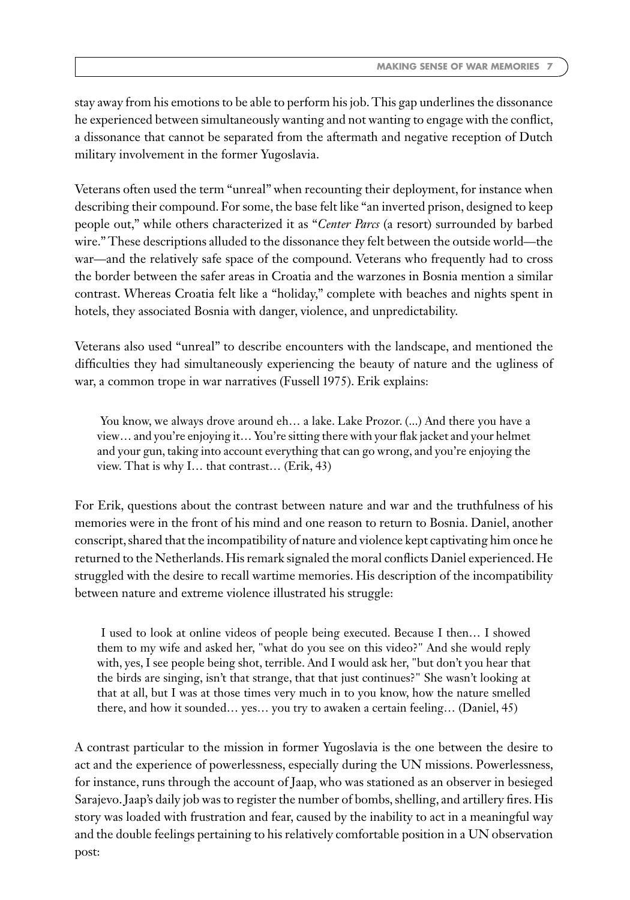stay away from his emotions to be able to perform his job. This gap underlines the dissonance he experienced between simultaneously wanting and not wanting to engage with the conflict, a dissonance that cannot be separated from the aftermath and negative reception of Dutch military involvement in the former Yugoslavia.

Veterans often used the term "unreal" when recounting their deployment, for instance when describing their compound. For some, the base felt like "an inverted prison, designed to keep people out," while others characterized it as "*Center Parcs* (a resort) surrounded by barbed wire." These descriptions alluded to the dissonance they felt between the outside world—the war—and the relatively safe space of the compound. Veterans who frequently had to cross the border between the safer areas in Croatia and the warzones in Bosnia mention a similar contrast. Whereas Croatia felt like a "holiday," complete with beaches and nights spent in hotels, they associated Bosnia with danger, violence, and unpredictability.

Veterans also used "unreal" to describe encounters with the landscape, and mentioned the difficulties they had simultaneously experiencing the beauty of nature and the ugliness of war, a common trope in war narratives (Fussell 1975). Erik explains:

> You know, we always drove around eh… a lake. Lake Prozor. (...) And there you have a view… and you're enjoying it… You're sitting there with your flak jacket and your helmet and your gun, taking into account everything that can go wrong, and you're enjoying the view. That is why I… that contrast… (Erik, 43)

For Erik, questions about the contrast between nature and war and the truthfulness of his memories were in the front of his mind and one reason to return to Bosnia. Daniel, another conscript, shared that the incompatibility of nature and violence kept captivating him once he returned to the Netherlands. His remark signaled the moral conflicts Daniel experienced. He struggled with the desire to recall wartime memories. His description of the incompatibility between nature and extreme violence illustrated his struggle:

> I used to look at online videos of people being executed. Because I then… I showed them to my wife and asked her, "what do you see on this video?" And she would reply with, yes, I see people being shot, terrible. And I would ask her, "but don't you hear that the birds are singing, isn't that strange, that that just continues?" She wasn't looking at that at all, but I was at those times very much in to you know, how the nature smelled there, and how it sounded… yes… you try to awaken a certain feeling… (Daniel, 45)

A contrast particular to the mission in former Yugoslavia is the one between the desire to act and the experience of powerlessness, especially during the UN missions. Powerlessness, for instance, runs through the account of Jaap, who was stationed as an observer in besieged Sarajevo. Jaap's daily job was to register the number of bombs, shelling, and artillery fires. His story was loaded with frustration and fear, caused by the inability to act in a meaningful way and the double feelings pertaining to his relatively comfortable position in a UN observation post: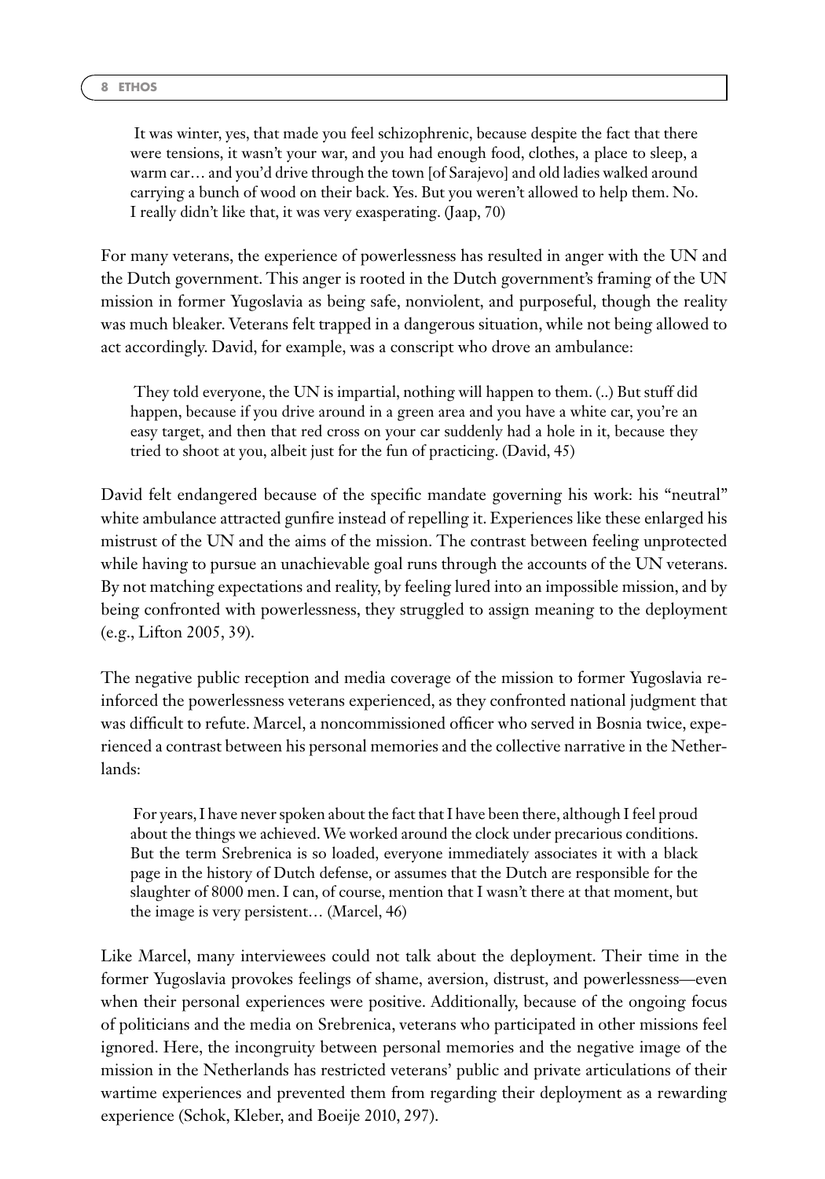> It was winter, yes, that made you feel schizophrenic, because despite the fact that there were tensions, it wasn't your war, and you had enough food, clothes, a place to sleep, a warm car… and you'd drive through the town [of Sarajevo] and old ladies walked around carrying a bunch of wood on their back. Yes. But you weren't allowed to help them. No. I really didn't like that, it was very exasperating. (Jaap, 70)

For many veterans, the experience of powerlessness has resulted in anger with the UN and the Dutch government. This anger is rooted in the Dutch government's framing of the UN mission in former Yugoslavia as being safe, nonviolent, and purposeful, though the reality was much bleaker. Veterans felt trapped in a dangerous situation, while not being allowed to act accordingly. David, for example, was a conscript who drove an ambulance:

> They told everyone, the UN is impartial, nothing will happen to them. (..) But stuff did happen, because if you drive around in a green area and you have a white car, you're an easy target, and then that red cross on your car suddenly had a hole in it, because they tried to shoot at you, albeit just for the fun of practicing. (David, 45)

David felt endangered because of the specific mandate governing his work: his "neutral" white ambulance attracted gunfire instead of repelling it. Experiences like these enlarged his mistrust of the UN and the aims of the mission. The contrast between feeling unprotected while having to pursue an unachievable goal runs through the accounts of the UN veterans. By not matching expectations and reality, by feeling lured into an impossible mission, and by being confronted with powerlessness, they struggled to assign meaning to the deployment (e.g., Lifton 2005, 39).

The negative public reception and media coverage of the mission to former Yugoslavia reinforced the powerlessness veterans experienced, as they confronted national judgment that was difficult to refute. Marcel, a noncommissioned officer who served in Bosnia twice, experienced a contrast between his personal memories and the collective narrative in the Netherlands:

> For years, I have never spoken about the fact that I have been there, although I feel proud about the things we achieved. We worked around the clock under precarious conditions. But the term Srebrenica is so loaded, everyone immediately associates it with a black page in the history of Dutch defense, or assumes that the Dutch are responsible for the slaughter of 8000 men. I can, of course, mention that I wasn't there at that moment, but the image is very persistent… (Marcel, 46)

Like Marcel, many interviewees could not talk about the deployment. Their time in the former Yugoslavia provokes feelings of shame, aversion, distrust, and powerlessness—even when their personal experiences were positive. Additionally, because of the ongoing focus of politicians and the media on Srebrenica, veterans who participated in other missions feel ignored. Here, the incongruity between personal memories and the negative image of the mission in the Netherlands has restricted veterans' public and private articulations of their wartime experiences and prevented them from regarding their deployment as a rewarding experience (Schok, Kleber, and Boeije 2010, 297).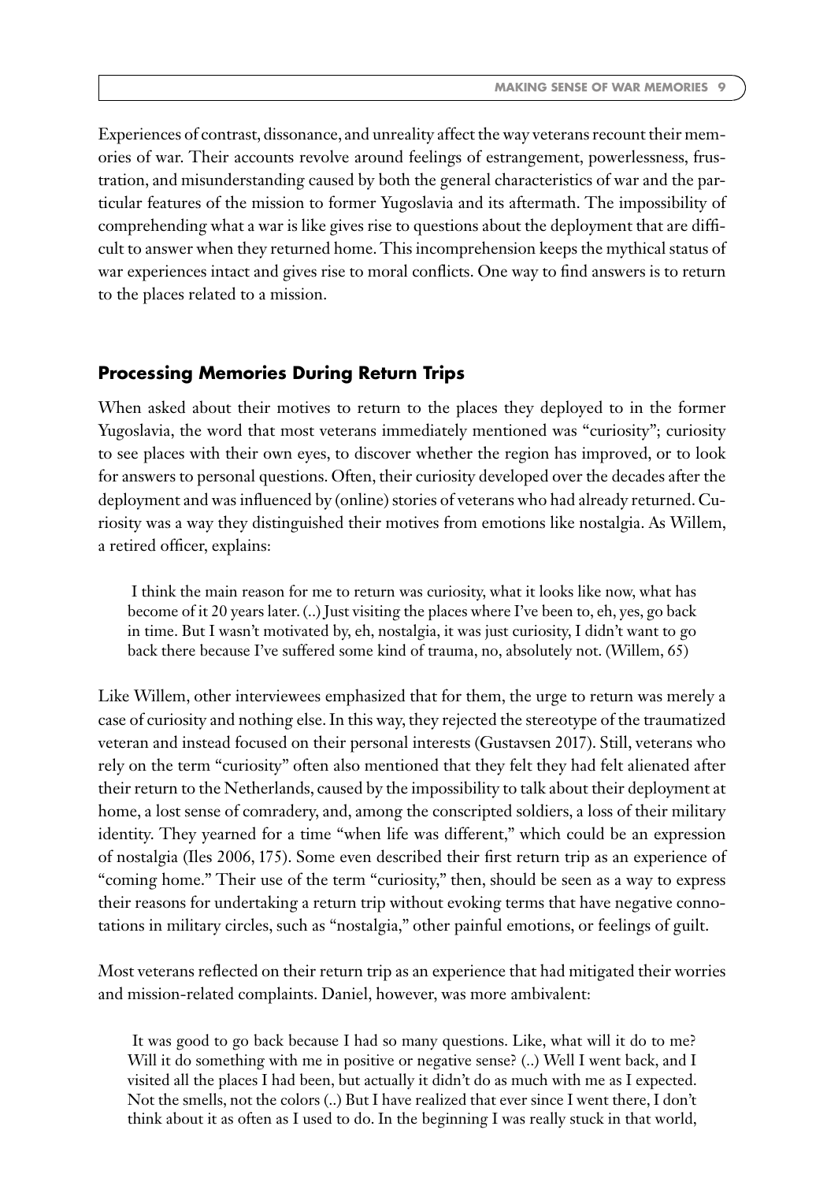Experiences of contrast, dissonance, and unreality affect the way veterans recount their memories of war. Their accounts revolve around feelings of estrangement, powerlessness, frustration, and misunderstanding caused by both the general characteristics of war and the particular features of the mission to former Yugoslavia and its aftermath. The impossibility of comprehending what a war is like gives rise to questions about the deployment that are difficult to answer when they returned home. This incomprehension keeps the mythical status of war experiences intact and gives rise to moral conflicts. One way to find answers is to return to the places related to a mission.

## Processing Memories During Return Trips

When asked about their motives to return to the places they deployed to in the former Yugoslavia, the word that most veterans immediately mentioned was "curiosity"; curiosity to see places with their own eyes, to discover whether the region has improved, or to look for answers to personal questions. Often, their curiosity developed over the decades after the deployment and was influenced by (online) stories of veterans who had already returned. Curiosity was a way they distinguished their motives from emotions like nostalgia. As Willem, a retired officer, explains:

> I think the main reason for me to return was curiosity, what it looks like now, what has become of it 20 years later. (..) Just visiting the places where I've been to, eh, yes, go back in time. But I wasn't motivated by, eh, nostalgia, it was just curiosity, I didn't want to go back there because I've suffered some kind of trauma, no, absolutely not. (Willem, 65)

Like Willem, other interviewees emphasized that for them, the urge to return was merely a case of curiosity and nothing else. In this way, they rejected the stereotype of the traumatized veteran and instead focused on their personal interests (Gustavsen 2017). Still, veterans who rely on the term "curiosity" often also mentioned that they felt they had felt alienated after their return to the Netherlands, caused by the impossibility to talk about their deployment at home, a lost sense of comradery, and, among the conscripted soldiers, a loss of their military identity. They yearned for a time "when life was different," which could be an expression of nostalgia (Iles 2006, 175). Some even described their first return trip as an experience of "coming home." Their use of the term "curiosity," then, should be seen as a way to express their reasons for undertaking a return trip without evoking terms that have negative connotations in military circles, such as "nostalgia," other painful emotions, or feelings of guilt.

Most veterans reflected on their return trip as an experience that had mitigated their worries and mission-related complaints. Daniel, however, was more ambivalent:

> It was good to go back because I had so many questions. Like, what will it do to me? Will it do something with me in positive or negative sense? (..) Well I went back, and I visited all the places I had been, but actually it didn't do as much with me as I expected. Not the smells, not the colors (..) But I have realized that ever since I went there, I don't think about it as often as I used to do. In the beginning I was really stuck in that world,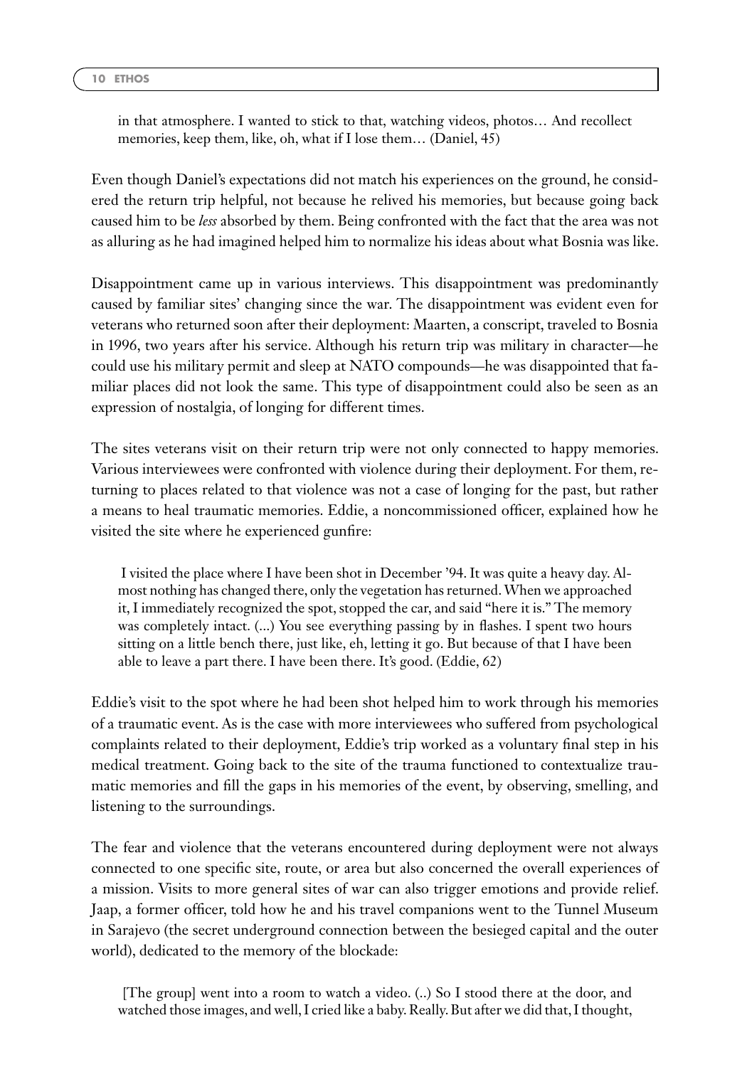> in that atmosphere. I wanted to stick to that, watching videos, photos… And recollect memories, keep them, like, oh, what if I lose them… (Daniel, 45)

Even though Daniel's expectations did not match his experiences on the ground, he considered the return trip helpful, not because he relived his memories, but because going back caused him to be *less* absorbed by them. Being confronted with the fact that the area was not as alluring as he had imagined helped him to normalize his ideas about what Bosnia was like.

Disappointment came up in various interviews. This disappointment was predominantly caused by familiar sites' changing since the war. The disappointment was evident even for veterans who returned soon after their deployment: Maarten, a conscript, traveled to Bosnia in 1996, two years after his service. Although his return trip was military in character—he could use his military permit and sleep at NATO compounds—he was disappointed that familiar places did not look the same. This type of disappointment could also be seen as an expression of nostalgia, of longing for different times.

The sites veterans visit on their return trip were not only connected to happy memories. Various interviewees were confronted with violence during their deployment. For them, returning to places related to that violence was not a case of longing for the past, but rather a means to heal traumatic memories. Eddie, a noncommissioned officer, explained how he visited the site where he experienced gunfire:

> I visited the place where I have been shot in December '94. It was quite a heavy day. Almost nothing has changed there, only the vegetation has returned. When we approached it, I immediately recognized the spot, stopped the car, and said "here it is." The memory was completely intact. (...) You see everything passing by in flashes. I spent two hours sitting on a little bench there, just like, eh, letting it go. But because of that I have been able to leave a part there. I have been there. It's good. (Eddie, 62)

Eddie's visit to the spot where he had been shot helped him to work through his memories of a traumatic event. As is the case with more interviewees who suffered from psychological complaints related to their deployment, Eddie's trip worked as a voluntary final step in his medical treatment. Going back to the site of the trauma functioned to contextualize traumatic memories and fill the gaps in his memories of the event, by observing, smelling, and listening to the surroundings.

The fear and violence that the veterans encountered during deployment were not always connected to one specific site, route, or area but also concerned the overall experiences of a mission. Visits to more general sites of war can also trigger emotions and provide relief. Jaap, a former officer, told how he and his travel companions went to the Tunnel Museum in Sarajevo (the secret underground connection between the besieged capital and the outer world), dedicated to the memory of the blockade:

> [The group] went into a room to watch a video. (..) So I stood there at the door, and watched those images, and well, I cried like a baby. Really. But after we did that, I thought,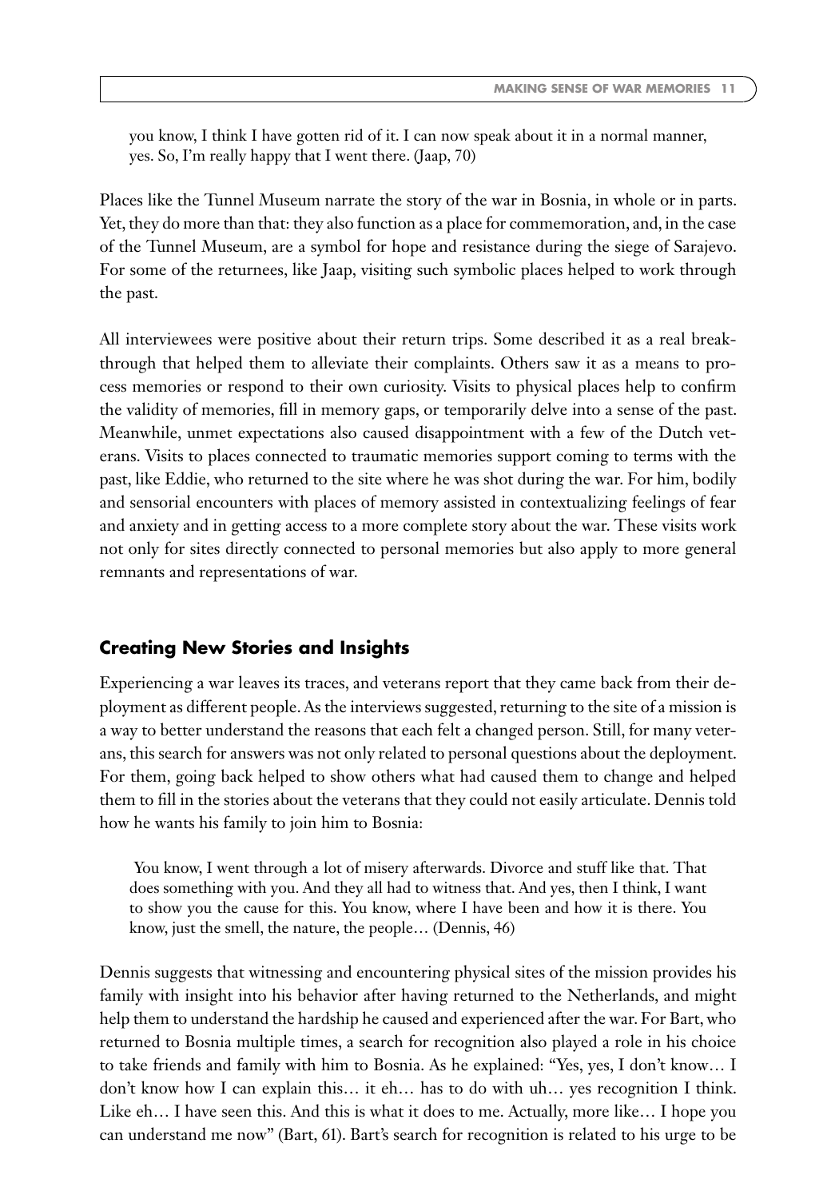> you know, I think I have gotten rid of it. I can now speak about it in a normal manner, yes. So, I'm really happy that I went there. (Jaap, 70)

Places like the Tunnel Museum narrate the story of the war in Bosnia, in whole or in parts. Yet, they do more than that: they also function as a place for commemoration, and, in the case of the Tunnel Museum, are a symbol for hope and resistance during the siege of Sarajevo. For some of the returnees, like Jaap, visiting such symbolic places helped to work through the past.

All interviewees were positive about their return trips. Some described it as a real breakthrough that helped them to alleviate their complaints. Others saw it as a means to process memories or respond to their own curiosity. Visits to physical places help to confirm the validity of memories, fill in memory gaps, or temporarily delve into a sense of the past. Meanwhile, unmet expectations also caused disappointment with a few of the Dutch veterans. Visits to places connected to traumatic memories support coming to terms with the past, like Eddie, who returned to the site where he was shot during the war. For him, bodily and sensorial encounters with places of memory assisted in contextualizing feelings of fear and anxiety and in getting access to a more complete story about the war. These visits work not only for sites directly connected to personal memories but also apply to more general remnants and representations of war.

## Creating New Stories and Insights

Experiencing a war leaves its traces, and veterans report that they came back from their deployment as different people. As the interviews suggested, returning to the site of a mission is a way to better understand the reasons that each felt a changed person. Still, for many veterans, this search for answers was not only related to personal questions about the deployment. For them, going back helped to show others what had caused them to change and helped them to fill in the stories about the veterans that they could not easily articulate. Dennis told how he wants his family to join him to Bosnia:

> You know, I went through a lot of misery afterwards. Divorce and stuff like that. That does something with you. And they all had to witness that. And yes, then I think, I want to show you the cause for this. You know, where I have been and how it is there. You know, just the smell, the nature, the people… (Dennis, 46)

Dennis suggests that witnessing and encountering physical sites of the mission provides his family with insight into his behavior after having returned to the Netherlands, and might help them to understand the hardship he caused and experienced after the war. For Bart, who returned to Bosnia multiple times, a search for recognition also played a role in his choice to take friends and family with him to Bosnia. As he explained: "Yes, yes, I don't know… I don't know how I can explain this… it eh… has to do with uh… yes recognition I think. Like eh… I have seen this. And this is what it does to me. Actually, more like… I hope you can understand me now" (Bart, 61). Bart's search for recognition is related to his urge to be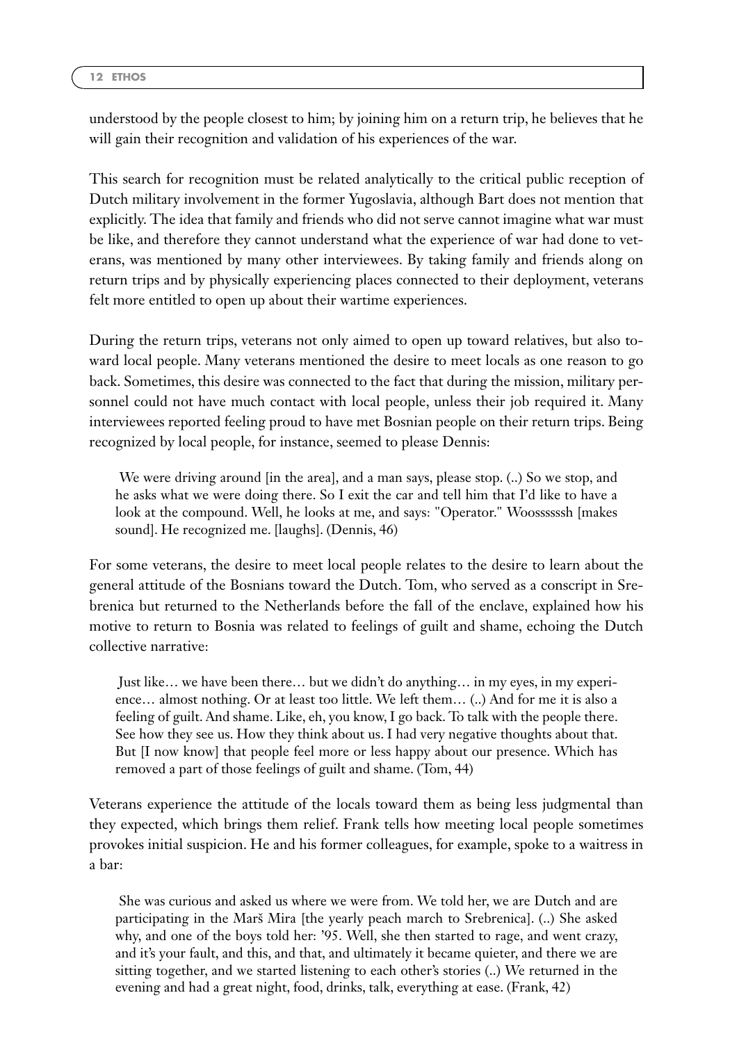understood by the people closest to him; by joining him on a return trip, he believes that he will gain their recognition and validation of his experiences of the war.

This search for recognition must be related analytically to the critical public reception of Dutch military involvement in the former Yugoslavia, although Bart does not mention that explicitly. The idea that family and friends who did not serve cannot imagine what war must be like, and therefore they cannot understand what the experience of war had done to veterans, was mentioned by many other interviewees. By taking family and friends along on return trips and by physically experiencing places connected to their deployment, veterans felt more entitled to open up about their wartime experiences.

During the return trips, veterans not only aimed to open up toward relatives, but also toward local people. Many veterans mentioned the desire to meet locals as one reason to go back. Sometimes, this desire was connected to the fact that during the mission, military personnel could not have much contact with local people, unless their job required it. Many interviewees reported feeling proud to have met Bosnian people on their return trips. Being recognized by local people, for instance, seemed to please Dennis:

> We were driving around [in the area], and a man says, please stop. (..) So we stop, and he asks what we were doing there. So I exit the car and tell him that I'd like to have a look at the compound. Well, he looks at me, and says: "Operator." Woossssssh [makes sound]. He recognized me. [laughs]. (Dennis, 46)

For some veterans, the desire to meet local people relates to the desire to learn about the general attitude of the Bosnians toward the Dutch. Tom, who served as a conscript in Srebrenica but returned to the Netherlands before the fall of the enclave, explained how his motive to return to Bosnia was related to feelings of guilt and shame, echoing the Dutch collective narrative:

> Just like… we have been there… but we didn't do anything… in my eyes, in my experience… almost nothing. Or at least too little. We left them… (..) And for me it is also a feeling of guilt. And shame. Like, eh, you know, I go back. To talk with the people there. See how they see us. How they think about us. I had very negative thoughts about that. But [I now know] that people feel more or less happy about our presence. Which has removed a part of those feelings of guilt and shame. (Tom, 44)

Veterans experience the attitude of the locals toward them as being less judgmental than they expected, which brings them relief. Frank tells how meeting local people sometimes provokes initial suspicion. He and his former colleagues, for example, spoke to a waitress in a bar:

> She was curious and asked us where we were from. We told her, we are Dutch and are participating in the Marš Mira [the yearly peach march to Srebrenica]. (..) She asked why, and one of the boys told her: '95. Well, she then started to rage, and went crazy, and it's your fault, and this, and that, and ultimately it became quieter, and there we are sitting together, and we started listening to each other's stories (..) We returned in the evening and had a great night, food, drinks, talk, everything at ease. (Frank, 42)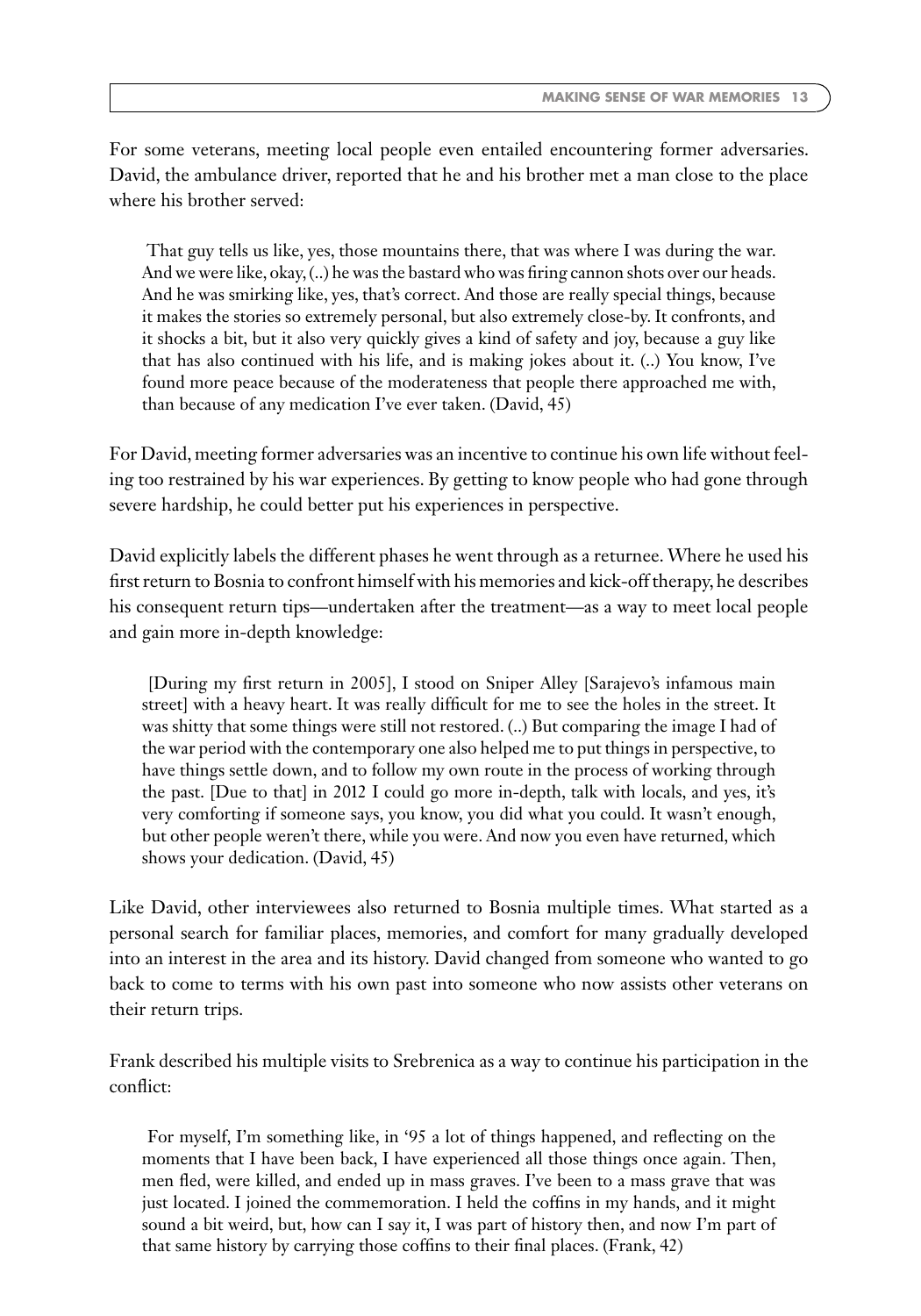For some veterans, meeting local people even entailed encountering former adversaries. David, the ambulance driver, reported that he and his brother met a man close to the place where his brother served:

> That guy tells us like, yes, those mountains there, that was where I was during the war. And we were like, okay, (..) he was the bastard who was firing cannon shots over our heads. And he was smirking like, yes, that's correct. And those are really special things, because it makes the stories so extremely personal, but also extremely close-by. It confronts, and it shocks a bit, but it also very quickly gives a kind of safety and joy, because a guy like that has also continued with his life, and is making jokes about it. (..) You know, I've found more peace because of the moderateness that people there approached me with, than because of any medication I've ever taken. (David, 45)

For David, meeting former adversaries was an incentive to continue his own life without feeling too restrained by his war experiences. By getting to know people who had gone through severe hardship, he could better put his experiences in perspective.

David explicitly labels the different phases he went through as a returnee. Where he used his first return to Bosnia to confront himself with his memories and kick-off therapy, he describes his consequent return tips—undertaken after the treatment—as a way to meet local people and gain more in-depth knowledge:

> [During my first return in 2005], I stood on Sniper Alley [Sarajevo's infamous main street] with a heavy heart. It was really difficult for me to see the holes in the street. It was shitty that some things were still not restored. (..) But comparing the image I had of the war period with the contemporary one also helped me to put things in perspective, to have things settle down, and to follow my own route in the process of working through the past. [Due to that] in 2012 I could go more in-depth, talk with locals, and yes, it's very comforting if someone says, you know, you did what you could. It wasn't enough, but other people weren't there, while you were. And now you even have returned, which shows your dedication. (David, 45)

Like David, other interviewees also returned to Bosnia multiple times. What started as a personal search for familiar places, memories, and comfort for many gradually developed into an interest in the area and its history. David changed from someone who wanted to go back to come to terms with his own past into someone who now assists other veterans on their return trips.

Frank described his multiple visits to Srebrenica as a way to continue his participation in the conflict:

> For myself, I'm something like, in '95 a lot of things happened, and reflecting on the moments that I have been back, I have experienced all those things once again. Then, men fled, were killed, and ended up in mass graves. I've been to a mass grave that was just located. I joined the commemoration. I held the coffins in my hands, and it might sound a bit weird, but, how can I say it, I was part of history then, and now I'm part of that same history by carrying those coffins to their final places. (Frank, 42)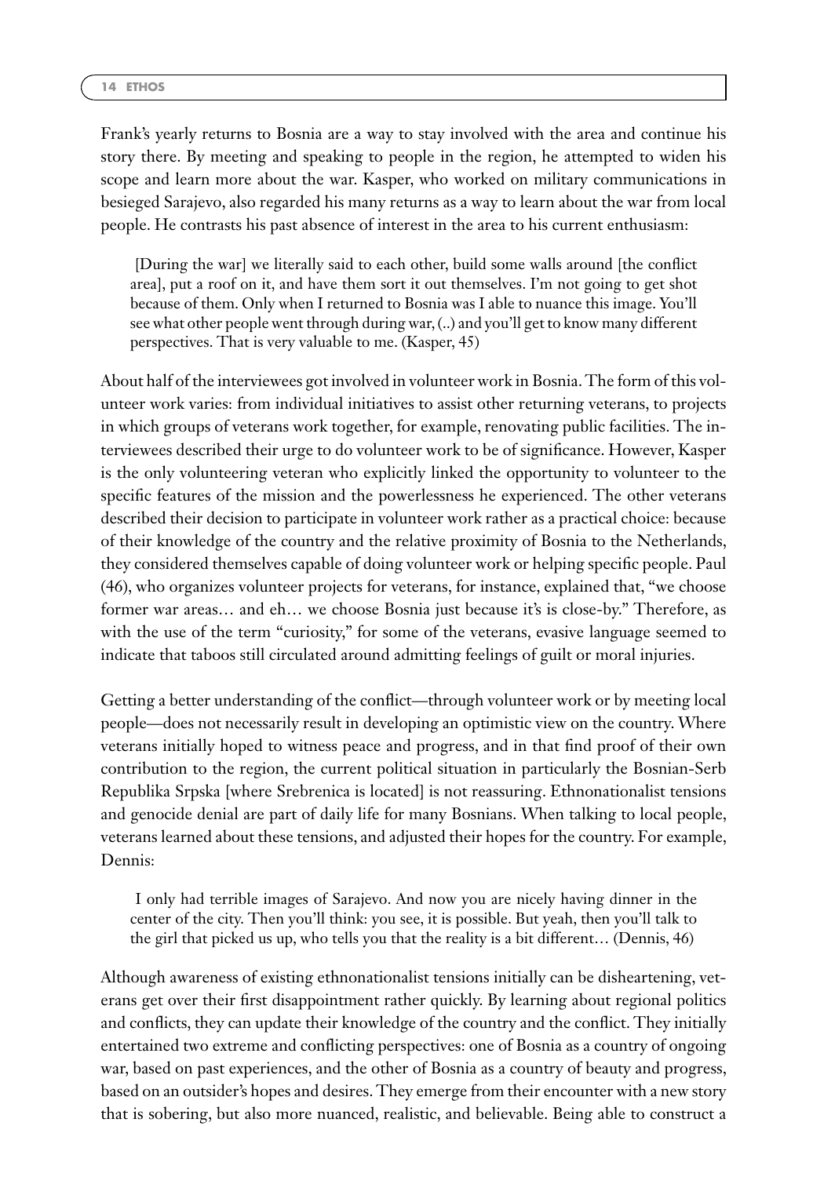Frank's yearly returns to Bosnia are a way to stay involved with the area and continue his story there. By meeting and speaking to people in the region, he attempted to widen his scope and learn more about the war. Kasper, who worked on military communications in besieged Sarajevo, also regarded his many returns as a way to learn about the war from local people. He contrasts his past absence of interest in the area to his current enthusiasm:

> [During the war] we literally said to each other, build some walls around [the conflict area], put a roof on it, and have them sort it out themselves. I'm not going to get shot because of them. Only when I returned to Bosnia was I able to nuance this image. You'll see what other people went through during war, (..) and you'll get to know many different perspectives. That is very valuable to me. (Kasper, 45)

About half of the interviewees got involved in volunteer work in Bosnia. The form of this volunteer work varies: from individual initiatives to assist other returning veterans, to projects in which groups of veterans work together, for example, renovating public facilities. The interviewees described their urge to do volunteer work to be of significance. However, Kasper is the only volunteering veteran who explicitly linked the opportunity to volunteer to the specific features of the mission and the powerlessness he experienced. The other veterans described their decision to participate in volunteer work rather as a practical choice: because of their knowledge of the country and the relative proximity of Bosnia to the Netherlands, they considered themselves capable of doing volunteer work or helping specific people. Paul (46), who organizes volunteer projects for veterans, for instance, explained that, "we choose former war areas… and eh… we choose Bosnia just because it's is close-by." Therefore, as with the use of the term "curiosity," for some of the veterans, evasive language seemed to indicate that taboos still circulated around admitting feelings of guilt or moral injuries.

Getting a better understanding of the conflict—through volunteer work or by meeting local people—does not necessarily result in developing an optimistic view on the country. Where veterans initially hoped to witness peace and progress, and in that find proof of their own contribution to the region, the current political situation in particularly the Bosnian-Serb Republika Srpska [where Srebrenica is located] is not reassuring. Ethnonationalist tensions and genocide denial are part of daily life for many Bosnians. When talking to local people, veterans learned about these tensions, and adjusted their hopes for the country. For example, Dennis:

> I only had terrible images of Sarajevo. And now you are nicely having dinner in the center of the city. Then you'll think: you see, it is possible. But yeah, then you'll talk to the girl that picked us up, who tells you that the reality is a bit different… (Dennis, 46)

Although awareness of existing ethnonationalist tensions initially can be disheartening, veterans get over their first disappointment rather quickly. By learning about regional politics and conflicts, they can update their knowledge of the country and the conflict. They initially entertained two extreme and conflicting perspectives: one of Bosnia as a country of ongoing war, based on past experiences, and the other of Bosnia as a country of beauty and progress, based on an outsider's hopes and desires. They emerge from their encounter with a new story that is sobering, but also more nuanced, realistic, and believable. Being able to construct a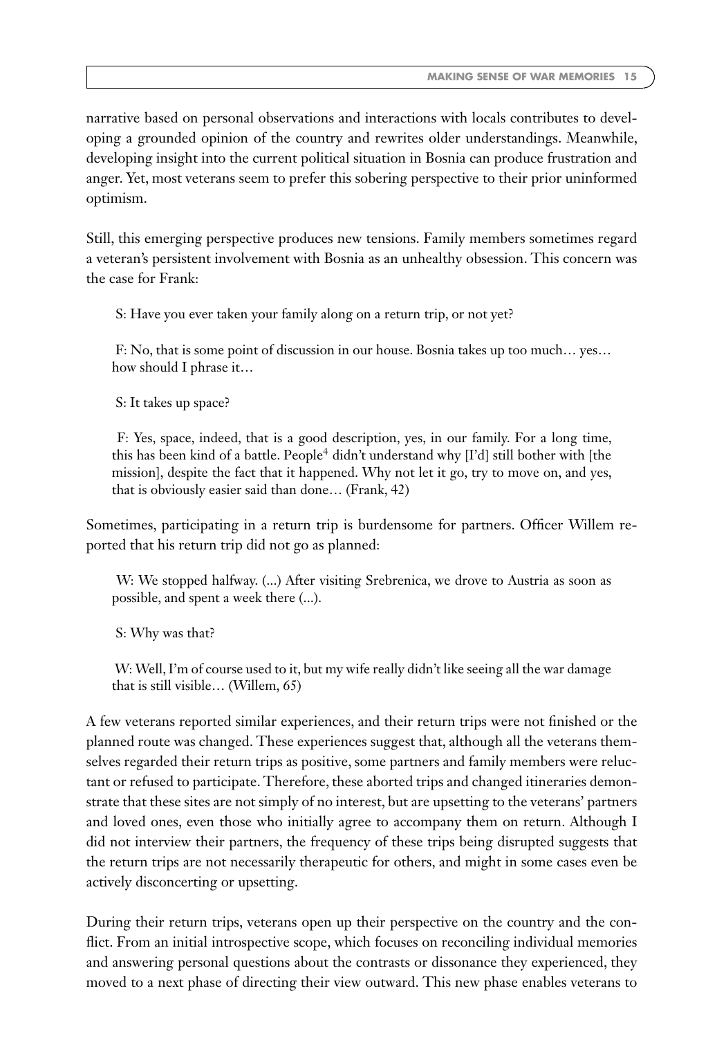narrative based on personal observations and interactions with locals contributes to developing a grounded opinion of the country and rewrites older understandings. Meanwhile, developing insight into the current political situation in Bosnia can produce frustration and anger. Yet, most veterans seem to prefer this sobering perspective to their prior uninformed optimism.

Still, this emerging perspective produces new tensions. Family members sometimes regard a veteran's persistent involvement with Bosnia as an unhealthy obsession. This concern was the case for Frank:

> S: Have you ever taken your family along on a return trip, or not yet?
>
> F: No, that is some point of discussion in our house. Bosnia takes up too much… yes… how should I phrase it…
>
> S: It takes up space?
>
> F: Yes, space, indeed, that is a good description, yes, in our family. For a long time, this has been kind of a battle. People[4] didn't understand why [I'd] still bother with [the mission], despite the fact that it happened. Why not let it go, try to move on, and yes, that is obviously easier said than done… (Frank, 42)

Sometimes, participating in a return trip is burdensome for partners. Officer Willem reported that his return trip did not go as planned:

> W: We stopped halfway. (...) After visiting Srebrenica, we drove to Austria as soon as possible, and spent a week there (...).
>
> S: Why was that?
>
> W: Well, I'm of course used to it, but my wife really didn't like seeing all the war damage that is still visible… (Willem, 65)

A few veterans reported similar experiences, and their return trips were not finished or the planned route was changed. These experiences suggest that, although all the veterans themselves regarded their return trips as positive, some partners and family members were reluctant or refused to participate. Therefore, these aborted trips and changed itineraries demonstrate that these sites are not simply of no interest, but are upsetting to the veterans' partners and loved ones, even those who initially agree to accompany them on return. Although I did not interview their partners, the frequency of these trips being disrupted suggests that the return trips are not necessarily therapeutic for others, and might in some cases even be actively disconcerting or upsetting.

During their return trips, veterans open up their perspective on the country and the conflict. From an initial introspective scope, which focuses on reconciling individual memories and answering personal questions about the contrasts or dissonance they experienced, they moved to a next phase of directing their view outward. This new phase enables veterans to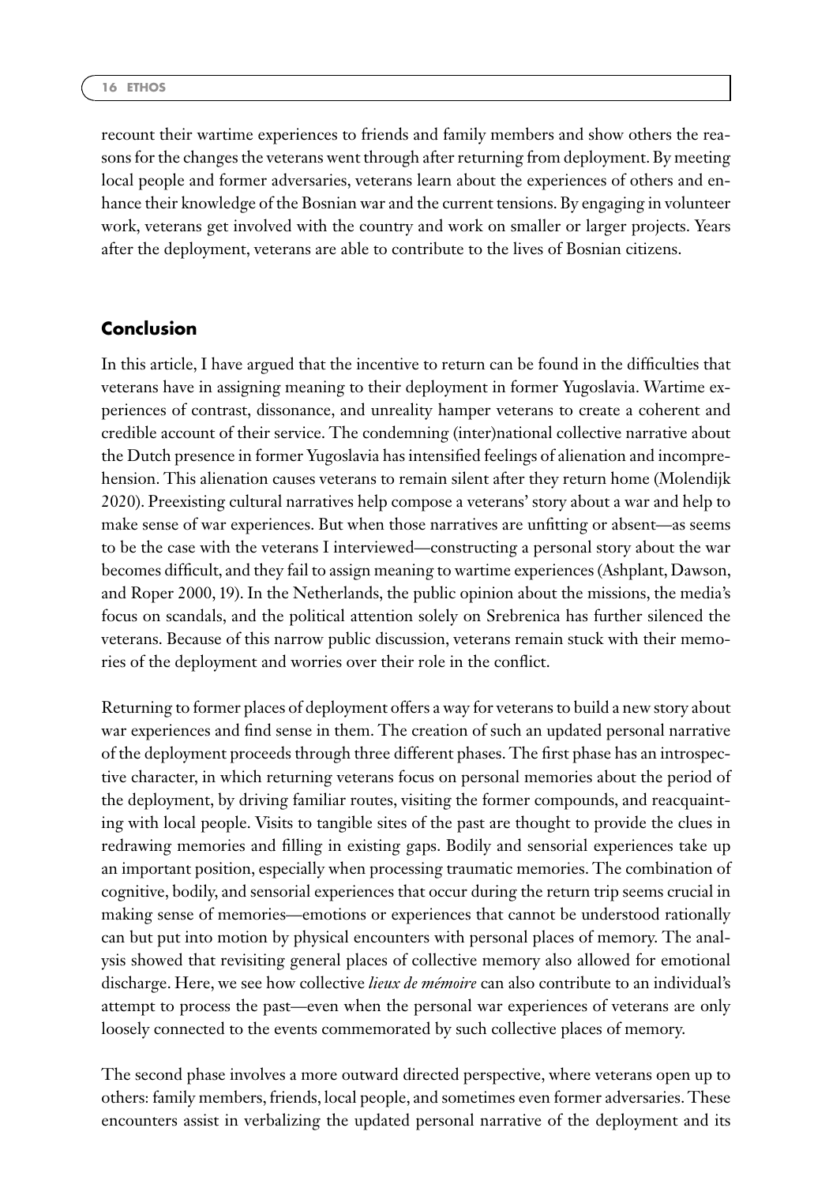recount their wartime experiences to friends and family members and show others the reasons for the changes the veterans went through after returning from deployment. By meeting local people and former adversaries, veterans learn about the experiences of others and enhance their knowledge of the Bosnian war and the current tensions. By engaging in volunteer work, veterans get involved with the country and work on smaller or larger projects. Years after the deployment, veterans are able to contribute to the lives of Bosnian citizens.

## Conclusion

In this article, I have argued that the incentive to return can be found in the difficulties that veterans have in assigning meaning to their deployment in former Yugoslavia. Wartime experiences of contrast, dissonance, and unreality hamper veterans to create a coherent and credible account of their service. The condemning (inter)national collective narrative about the Dutch presence in former Yugoslavia has intensified feelings of alienation and incomprehension. This alienation causes veterans to remain silent after they return home (Molendijk 2020). Preexisting cultural narratives help compose a veterans' story about a war and help to make sense of war experiences. But when those narratives are unfitting or absent—as seems to be the case with the veterans I interviewed—constructing a personal story about the war becomes difficult, and they fail to assign meaning to wartime experiences (Ashplant, Dawson, and Roper 2000, 19). In the Netherlands, the public opinion about the missions, the media's focus on scandals, and the political attention solely on Srebrenica has further silenced the veterans. Because of this narrow public discussion, veterans remain stuck with their memories of the deployment and worries over their role in the conflict.

Returning to former places of deployment offers a way for veterans to build a new story about war experiences and find sense in them. The creation of such an updated personal narrative of the deployment proceeds through three different phases. The first phase has an introspective character, in which returning veterans focus on personal memories about the period of the deployment, by driving familiar routes, visiting the former compounds, and reacquainting with local people. Visits to tangible sites of the past are thought to provide the clues in redrawing memories and filling in existing gaps. Bodily and sensorial experiences take up an important position, especially when processing traumatic memories. The combination of cognitive, bodily, and sensorial experiences that occur during the return trip seems crucial in making sense of memories—emotions or experiences that cannot be understood rationally can but put into motion by physical encounters with personal places of memory. The analysis showed that revisiting general places of collective memory also allowed for emotional discharge. Here, we see how collective *lieux de mémoire* can also contribute to an individual's attempt to process the past—even when the personal war experiences of veterans are only loosely connected to the events commemorated by such collective places of memory.

The second phase involves a more outward directed perspective, where veterans open up to others: family members, friends, local people, and sometimes even former adversaries. These encounters assist in verbalizing the updated personal narrative of the deployment and its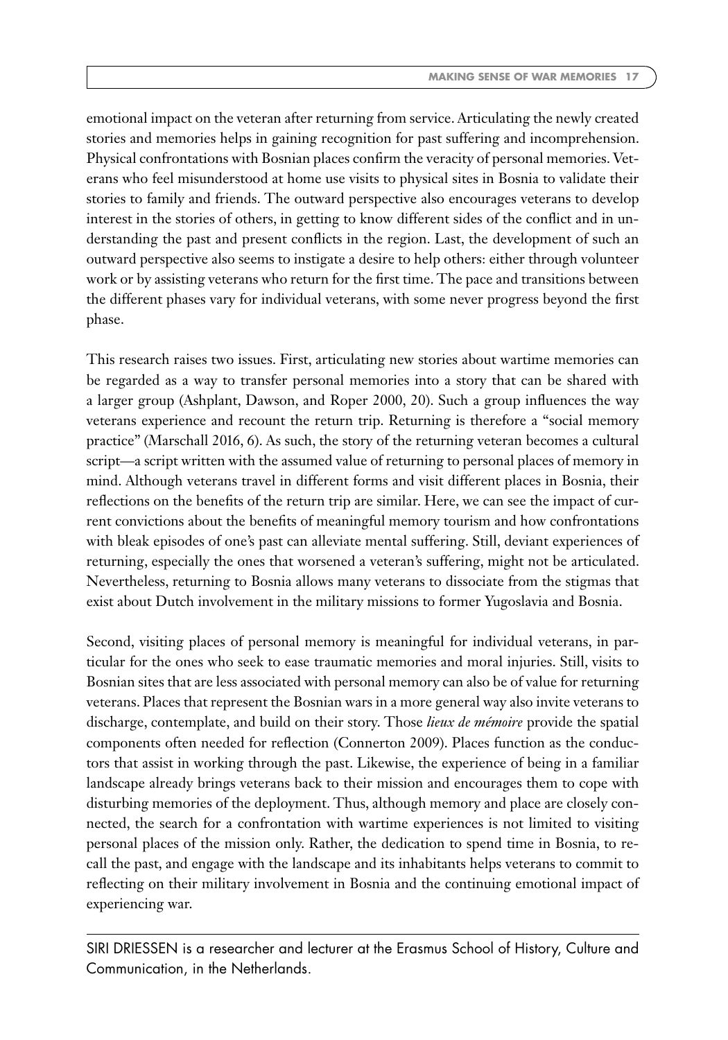emotional impact on the veteran after returning from service. Articulating the newly created stories and memories helps in gaining recognition for past suffering and incomprehension. Physical confrontations with Bosnian places confirm the veracity of personal memories. Veterans who feel misunderstood at home use visits to physical sites in Bosnia to validate their stories to family and friends. The outward perspective also encourages veterans to develop interest in the stories of others, in getting to know different sides of the conflict and in understanding the past and present conflicts in the region. Last, the development of such an outward perspective also seems to instigate a desire to help others: either through volunteer work or by assisting veterans who return for the first time. The pace and transitions between the different phases vary for individual veterans, with some never progress beyond the first phase.

This research raises two issues. First, articulating new stories about wartime memories can be regarded as a way to transfer personal memories into a story that can be shared with a larger group (Ashplant, Dawson, and Roper 2000, 20). Such a group influences the way veterans experience and recount the return trip. Returning is therefore a "social memory practice" (Marschall 2016, 6). As such, the story of the returning veteran becomes a cultural script—a script written with the assumed value of returning to personal places of memory in mind. Although veterans travel in different forms and visit different places in Bosnia, their reflections on the benefits of the return trip are similar. Here, we can see the impact of current convictions about the benefits of meaningful memory tourism and how confrontations with bleak episodes of one's past can alleviate mental suffering. Still, deviant experiences of returning, especially the ones that worsened a veteran's suffering, might not be articulated. Nevertheless, returning to Bosnia allows many veterans to dissociate from the stigmas that exist about Dutch involvement in the military missions to former Yugoslavia and Bosnia.

Second, visiting places of personal memory is meaningful for individual veterans, in particular for the ones who seek to ease traumatic memories and moral injuries. Still, visits to Bosnian sites that are less associated with personal memory can also be of value for returning veterans. Places that represent the Bosnian wars in a more general way also invite veterans to discharge, contemplate, and build on their story. Those *lieux de mémoire* provide the spatial components often needed for reflection (Connerton 2009). Places function as the conductors that assist in working through the past. Likewise, the experience of being in a familiar landscape already brings veterans back to their mission and encourages them to cope with disturbing memories of the deployment. Thus, although memory and place are closely connected, the search for a confrontation with wartime experiences is not limited to visiting personal places of the mission only. Rather, the dedication to spend time in Bosnia, to recall the past, and engage with the landscape and its inhabitants helps veterans to commit to reflecting on their military involvement in Bosnia and the continuing emotional impact of experiencing war.

---

SIRI DRIESSEN is a researcher and lecturer at the Erasmus School of History, Culture and Communication, in the Netherlands.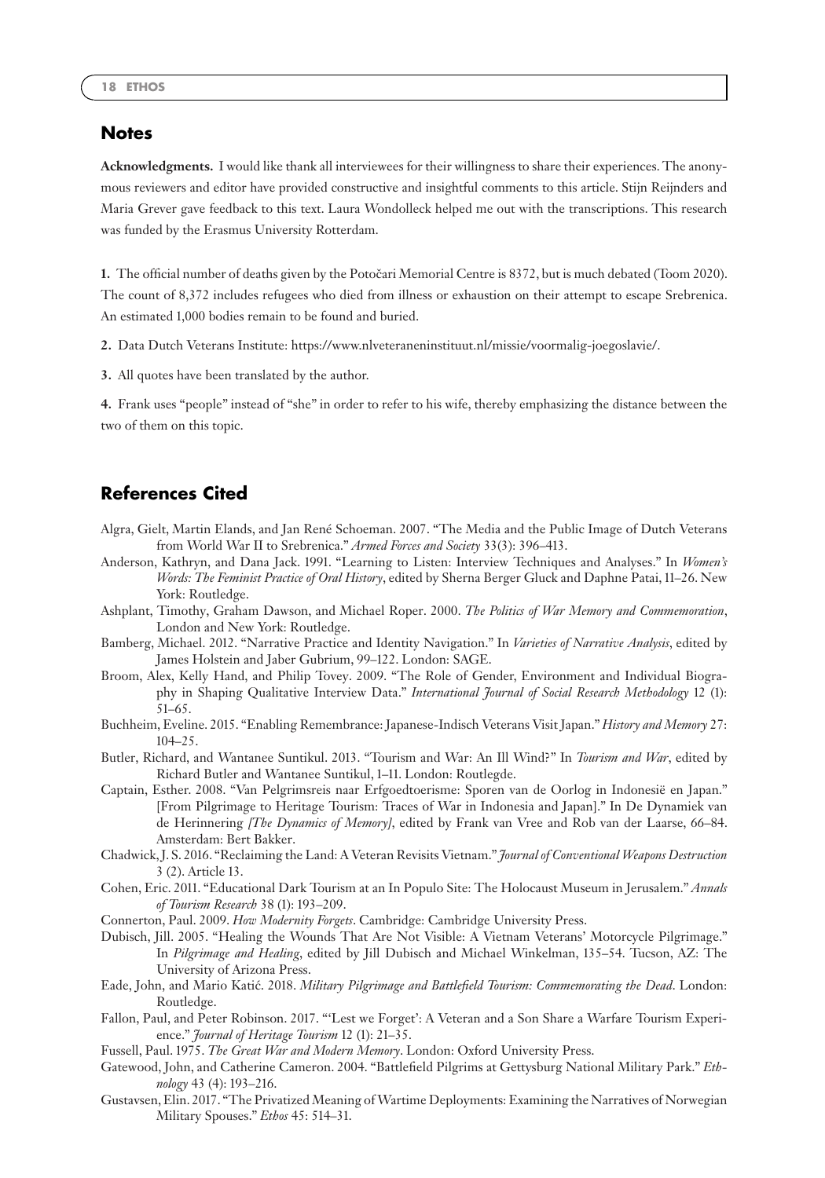## Notes

**Acknowledgments.** I would like thank all interviewees for their willingness to share their experiences. The anonymous reviewers and editor have provided constructive and insightful comments to this article. Stijn Reijnders and Maria Grever gave feedback to this text. Laura Wondolleck helped me out with the transcriptions. This research was funded by the Erasmus University Rotterdam.

**1.** The official number of deaths given by the Potočari Memorial Centre is 8372, but is much debated (Toom 2020). The count of 8,372 includes refugees who died from illness or exhaustion on their attempt to escape Srebrenica. An estimated 1,000 bodies remain to be found and buried.

**2.** Data Dutch Veterans Institute: https://www.nlveteraneninstituut.nl/missie/voormalig-joegoslavie/.

**3.** All quotes have been translated by the author.

**4.** Frank uses "people" instead of "she" in order to refer to his wife, thereby emphasizing the distance between the two of them on this topic.

## References Cited

Algra, Gielt, Martin Elands, and Jan René Schoeman. 2007. "The Media and the Public Image of Dutch Veterans from World War II to Srebrenica." *Armed Forces and Society* 33(3): 396–413.

Anderson, Kathryn, and Dana Jack. 1991. "Learning to Listen: Interview Techniques and Analyses." In *Women's Words: The Feminist Practice of Oral History*, edited by Sherna Berger Gluck and Daphne Patai, 11–26. New York: Routledge.

Ashplant, Timothy, Graham Dawson, and Michael Roper. 2000. *The Politics of War Memory and Commemoration*, London and New York: Routledge.

Bamberg, Michael. 2012. "Narrative Practice and Identity Navigation." In *Varieties of Narrative Analysis*, edited by James Holstein and Jaber Gubrium, 99–122. London: SAGE.

Broom, Alex, Kelly Hand, and Philip Tovey. 2009. "The Role of Gender, Environment and Individual Biography in Shaping Qualitative Interview Data." *International Journal of Social Research Methodology* 12 (1): 51–65.

Buchheim, Eveline. 2015. "Enabling Remembrance: Japanese-Indisch Veterans Visit Japan." *History and Memory* 27: 104–25.

Butler, Richard, and Wantanee Suntikul. 2013. "Tourism and War: An Ill Wind?" In *Tourism and War*, edited by Richard Butler and Wantanee Suntikul, 1–11. London: Routlegde.

Captain, Esther. 2008. "Van Pelgrimsreis naar Erfgoedtoerisme: Sporen van de Oorlog in Indonesië en Japan." [From Pilgrimage to Heritage Tourism: Traces of War in Indonesia and Japan]." In De Dynamiek van de Herinnering *[The Dynamics of Memory]*, edited by Frank van Vree and Rob van der Laarse, 66–84. Amsterdam: Bert Bakker.

Chadwick, J. S. 2016. "Reclaiming the Land: A Veteran Revisits Vietnam." *Journal of Conventional Weapons Destruction* 3 (2). Article 13.

Cohen, Eric. 2011. "Educational Dark Tourism at an In Populo Site: The Holocaust Museum in Jerusalem." *Annals of Tourism Research* 38 (1): 193–209.

Connerton, Paul. 2009. *How Modernity Forgets*. Cambridge: Cambridge University Press.

Dubisch, Jill. 2005. "Healing the Wounds That Are Not Visible: A Vietnam Veterans' Motorcycle Pilgrimage." In *Pilgrimage and Healing*, edited by Jill Dubisch and Michael Winkelman, 135–54. Tucson, AZ: The University of Arizona Press.

Eade, John, and Mario Katić. 2018. *Military Pilgrimage and Battlefield Tourism: Commemorating the Dead*. London: Routledge.

Fallon, Paul, and Peter Robinson. 2017. "'Lest we Forget': A Veteran and a Son Share a Warfare Tourism Experience." *Journal of Heritage Tourism* 12 (1): 21–35.

Fussell, Paul. 1975. *The Great War and Modern Memory*. London: Oxford University Press.

Gatewood, John, and Catherine Cameron. 2004. "Battlefield Pilgrims at Gettysburg National Military Park." *Ethnology* 43 (4): 193–216.

Gustavsen, Elin. 2017. "The Privatized Meaning of Wartime Deployments: Examining the Narratives of Norwegian Military Spouses." *Ethos* 45: 514–31.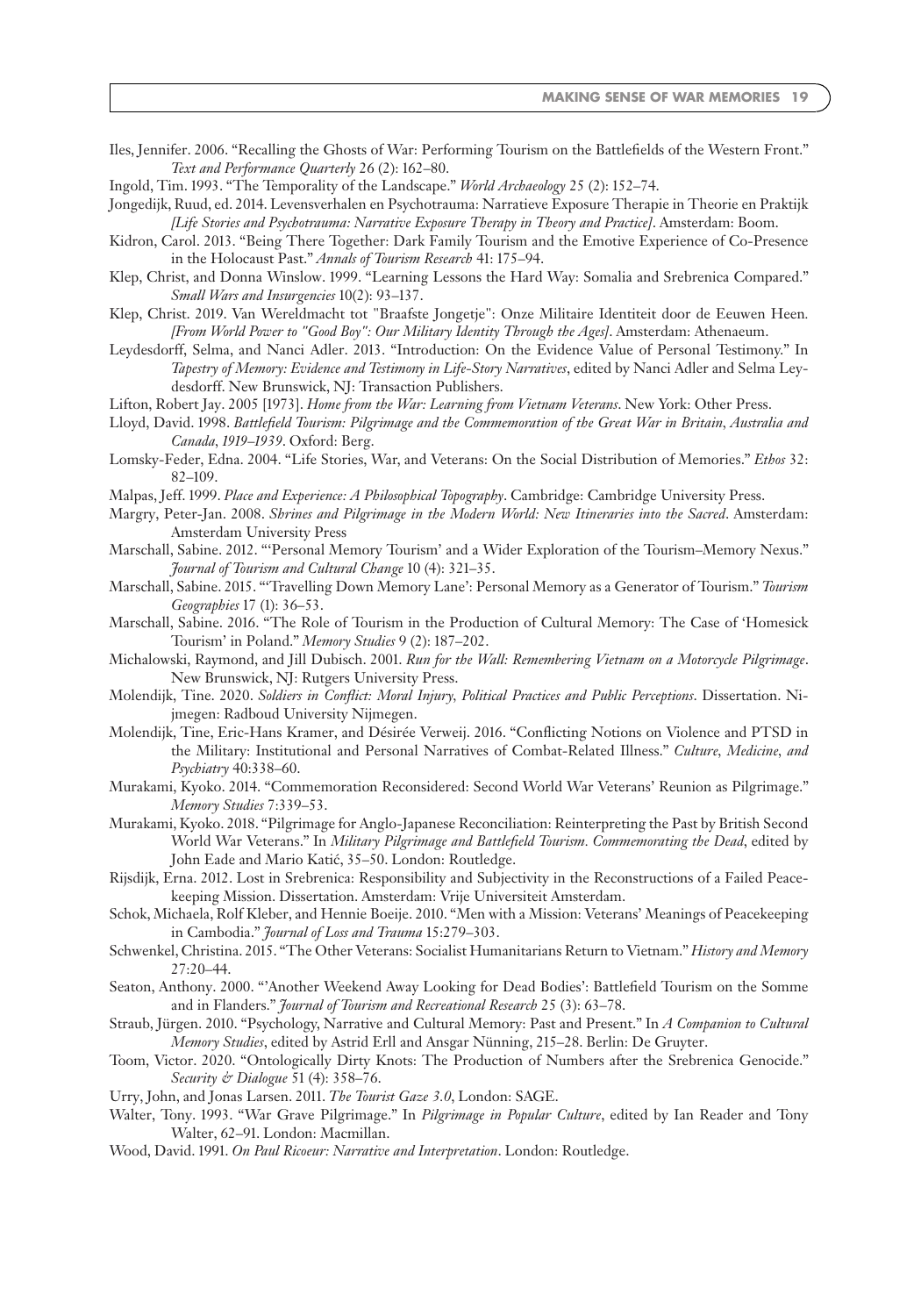Iles, Jennifer. 2006. "Recalling the Ghosts of War: Performing Tourism on the Battlefields of the Western Front." *Text and Performance Quarterly* 26 (2): 162–80.

Ingold, Tim. 1993. "The Temporality of the Landscape." *World Archaeology* 25 (2): 152–74.

Jongedijk, Ruud, ed. 2014. Levensverhalen en Psychotrauma: Narratieve Exposure Therapie in Theorie en Praktijk *[Life Stories and Psychotrauma: Narrative Exposure Therapy in Theory and Practice]*. Amsterdam: Boom.

Kidron, Carol. 2013. "Being There Together: Dark Family Tourism and the Emotive Experience of Co-Presence in the Holocaust Past." *Annals of Tourism Research* 41: 175–94.

Klep, Christ, and Donna Winslow. 1999. "Learning Lessons the Hard Way: Somalia and Srebrenica Compared." *Small Wars and Insurgencies* 10(2): 93–137.

Klep, Christ. 2019. Van Wereldmacht tot "Braafste Jongetje": Onze Militaire Identiteit door de Eeuwen Heen. *[From World Power to "Good Boy": Our Military Identity Through the Ages]*. Amsterdam: Athenaeum.

Leydesdorff, Selma, and Nanci Adler. 2013. "Introduction: On the Evidence Value of Personal Testimony." In *Tapestry of Memory: Evidence and Testimony in Life-Story Narratives*, edited by Nanci Adler and Selma Leydesdorff. New Brunswick, NJ: Transaction Publishers.

Lifton, Robert Jay. 2005 [1973]. *Home from the War: Learning from Vietnam Veterans*. New York: Other Press.

Lloyd, David. 1998. *Battlefield Tourism: Pilgrimage and the Commemoration of the Great War in Britain, Australia and Canada, 1919–1939*. Oxford: Berg.

Lomsky-Feder, Edna. 2004. "Life Stories, War, and Veterans: On the Social Distribution of Memories." *Ethos* 32: 82–109.

Malpas, Jeff. 1999. *Place and Experience: A Philosophical Topography*. Cambridge: Cambridge University Press.

Margry, Peter-Jan. 2008. *Shrines and Pilgrimage in the Modern World: New Itineraries into the Sacred*. Amsterdam: Amsterdam University Press

Marschall, Sabine. 2012. "'Personal Memory Tourism' and a Wider Exploration of the Tourism–Memory Nexus." *Journal of Tourism and Cultural Change* 10 (4): 321–35.

Marschall, Sabine. 2015. "'Travelling Down Memory Lane': Personal Memory as a Generator of Tourism." *Tourism Geographies* 17 (1): 36–53.

Marschall, Sabine. 2016. "The Role of Tourism in the Production of Cultural Memory: The Case of 'Homesick Tourism' in Poland." *Memory Studies* 9 (2): 187–202.

Michalowski, Raymond, and Jill Dubisch. 2001. *Run for the Wall: Remembering Vietnam on a Motorcycle Pilgrimage*. New Brunswick, NJ: Rutgers University Press.

Molendijk, Tine. 2020. *Soldiers in Conflict: Moral Injury, Political Practices and Public Perceptions*. Dissertation. Nijmegen: Radboud University Nijmegen.

Molendijk, Tine, Eric-Hans Kramer, and Désirée Verweij. 2016. "Conflicting Notions on Violence and PTSD in the Military: Institutional and Personal Narratives of Combat-Related Illness." *Culture, Medicine, and Psychiatry* 40:338–60.

Murakami, Kyoko. 2014. "Commemoration Reconsidered: Second World War Veterans' Reunion as Pilgrimage." *Memory Studies* 7:339–53.

Murakami, Kyoko. 2018. "Pilgrimage for Anglo-Japanese Reconciliation: Reinterpreting the Past by British Second World War Veterans." In *Military Pilgrimage and Battlefield Tourism. Commemorating the Dead*, edited by John Eade and Mario Katić, 35–50. London: Routledge.

Rijsdijk, Erna. 2012. Lost in Srebrenica: Responsibility and Subjectivity in the Reconstructions of a Failed Peacekeeping Mission. Dissertation. Amsterdam: Vrije Universiteit Amsterdam.

Schok, Michaela, Rolf Kleber, and Hennie Boeije. 2010. "Men with a Mission: Veterans' Meanings of Peacekeeping in Cambodia." *Journal of Loss and Trauma* 15:279–303.

Schwenkel, Christina. 2015. "The Other Veterans: Socialist Humanitarians Return to Vietnam." *History and Memory* 27:20–44.

Seaton, Anthony. 2000. "'Another Weekend Away Looking for Dead Bodies': Battlefield Tourism on the Somme and in Flanders." *Journal of Tourism and Recreational Research* 25 (3): 63–78.

Straub, Jürgen. 2010. "Psychology, Narrative and Cultural Memory: Past and Present." In *A Companion to Cultural Memory Studies*, edited by Astrid Erll and Ansgar Nünning, 215–28. Berlin: De Gruyter.

Toom, Victor. 2020. "Ontologically Dirty Knots: The Production of Numbers after the Srebrenica Genocide." *Security & Dialogue* 51 (4): 358–76.

Urry, John, and Jonas Larsen. 2011. *The Tourist Gaze 3.0*, London: SAGE.

Walter, Tony. 1993. "War Grave Pilgrimage." In *Pilgrimage in Popular Culture*, edited by Ian Reader and Tony Walter, 62–91. London: Macmillan.

Wood, David. 1991. *On Paul Ricoeur: Narrative and Interpretation*. London: Routledge.